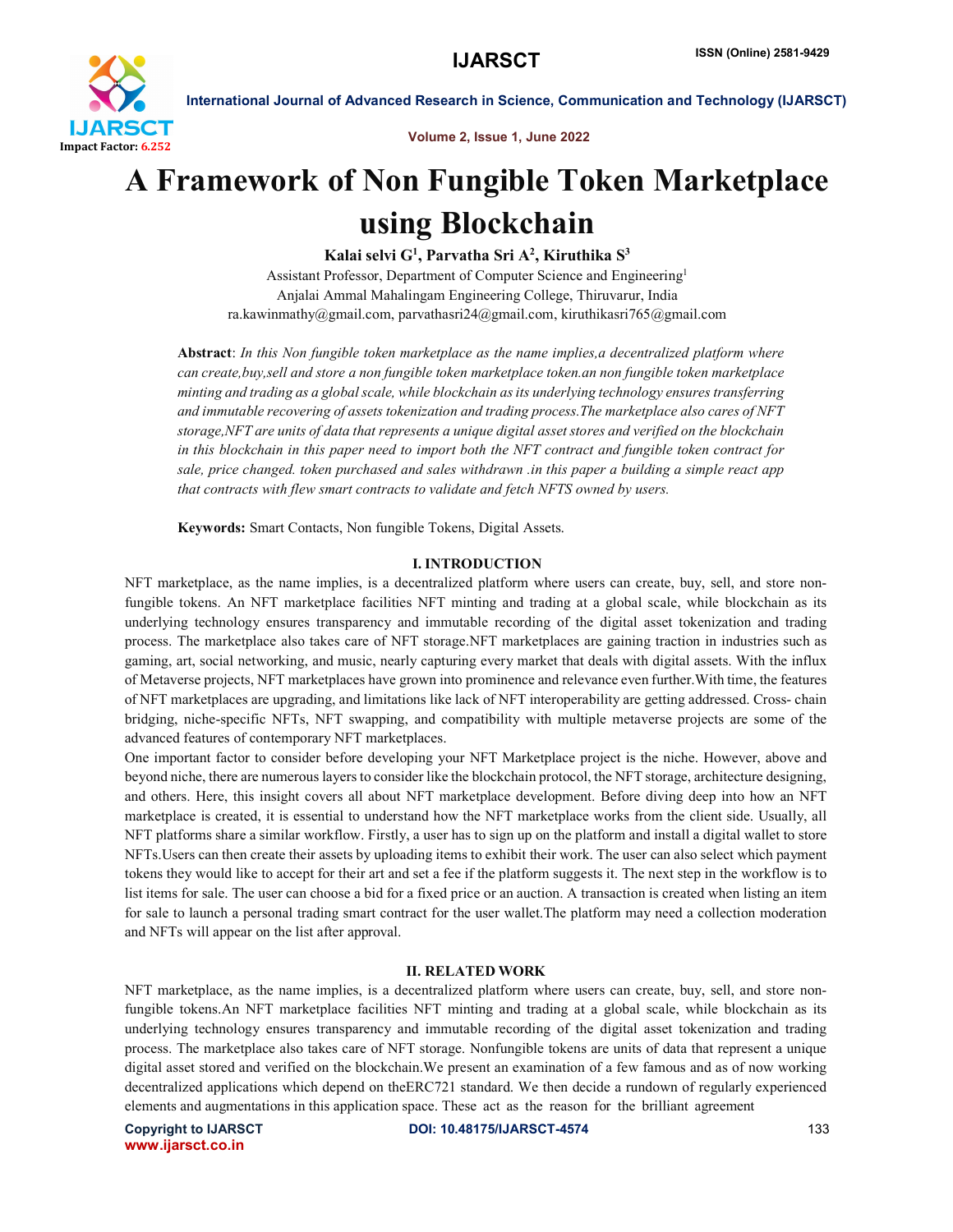# A Framework of Non Fungible Token Marketplace using Blockchain

**Kalai selvi G[1], Parvatha Sri A[2], Kiruthika S[3]**

Assistant Professor, Department of Computer Science and Engineering[1]
Anjalai Ammal Mahalingam Engineering College, Thiruvarur, India
ra.kawinmathy@gmail.com, parvathasri24@gmail.com, kiruthikasri765@gmail.com

**Abstract**: *In this Non fungible token marketplace as the name implies,a decentralized platform where can create,buy,sell and store a non fungible token marketplace token.an non fungible token marketplace minting and trading as a global scale, while blockchain as its underlying technology ensures transferring and immutable recovering of assets tokenization and trading process.The marketplace also cares of NFT storage,NFT are units of data that represents a unique digital asset stores and verified on the blockchain in this blockchain in this paper need to import both the NFT contract and fungible token contract for sale, price changed. token purchased and sales withdrawn .in this paper a building a simple react app that contracts with flew smart contracts to validate and fetch NFTS owned by users.*

**Keywords:** Smart Contacts, Non fungible Tokens, Digital Assets.

## I. INTRODUCTION

NFT marketplace, as the name implies, is a decentralized platform where users can create, buy, sell, and store non-fungible tokens. An NFT marketplace facilities NFT minting and trading at a global scale, while blockchain as its underlying technology ensures transparency and immutable recording of the digital asset tokenization and trading process. The marketplace also takes care of NFT storage.NFT marketplaces are gaining traction in industries such as gaming, art, social networking, and music, nearly capturing every market that deals with digital assets. With the influx of Metaverse projects, NFT marketplaces have grown into prominence and relevance even further.With time, the features of NFT marketplaces are upgrading, and limitations like lack of NFT interoperability are getting addressed. Cross- chain bridging, niche-specific NFTs, NFT swapping, and compatibility with multiple metaverse projects are some of the advanced features of contemporary NFT marketplaces.

One important factor to consider before developing your NFT Marketplace project is the niche. However, above and beyond niche, there are numerous layers to consider like the blockchain protocol, the NFT storage, architecture designing, and others. Here, this insight covers all about NFT marketplace development. Before diving deep into how an NFT marketplace is created, it is essential to understand how the NFT marketplace works from the client side. Usually, all NFT platforms share a similar workflow. Firstly, a user has to sign up on the platform and install a digital wallet to store NFTs.Users can then create their assets by uploading items to exhibit their work. The user can also select which payment tokens they would like to accept for their art and set a fee if the platform suggests it. The next step in the workflow is to list items for sale. The user can choose a bid for a fixed price or an auction. A transaction is created when listing an item for sale to launch a personal trading smart contract for the user wallet.The platform may need a collection moderation and NFTs will appear on the list after approval.

## II. RELATED WORK

NFT marketplace, as the name implies, is a decentralized platform where users can create, buy, sell, and store non-fungible tokens.An NFT marketplace facilities NFT minting and trading at a global scale, while blockchain as its underlying technology ensures transparency and immutable recording of the digital asset tokenization and trading process. The marketplace also takes care of NFT storage. Nonfungible tokens are units of data that represent a unique digital asset stored and verified on the blockchain.We present an examination of a few famous and as of now working decentralized applications which depend on theERC721 standard. We then decide a rundown of regularly experienced elements and augmentations in this application space. These act as the reason for the brilliant agreement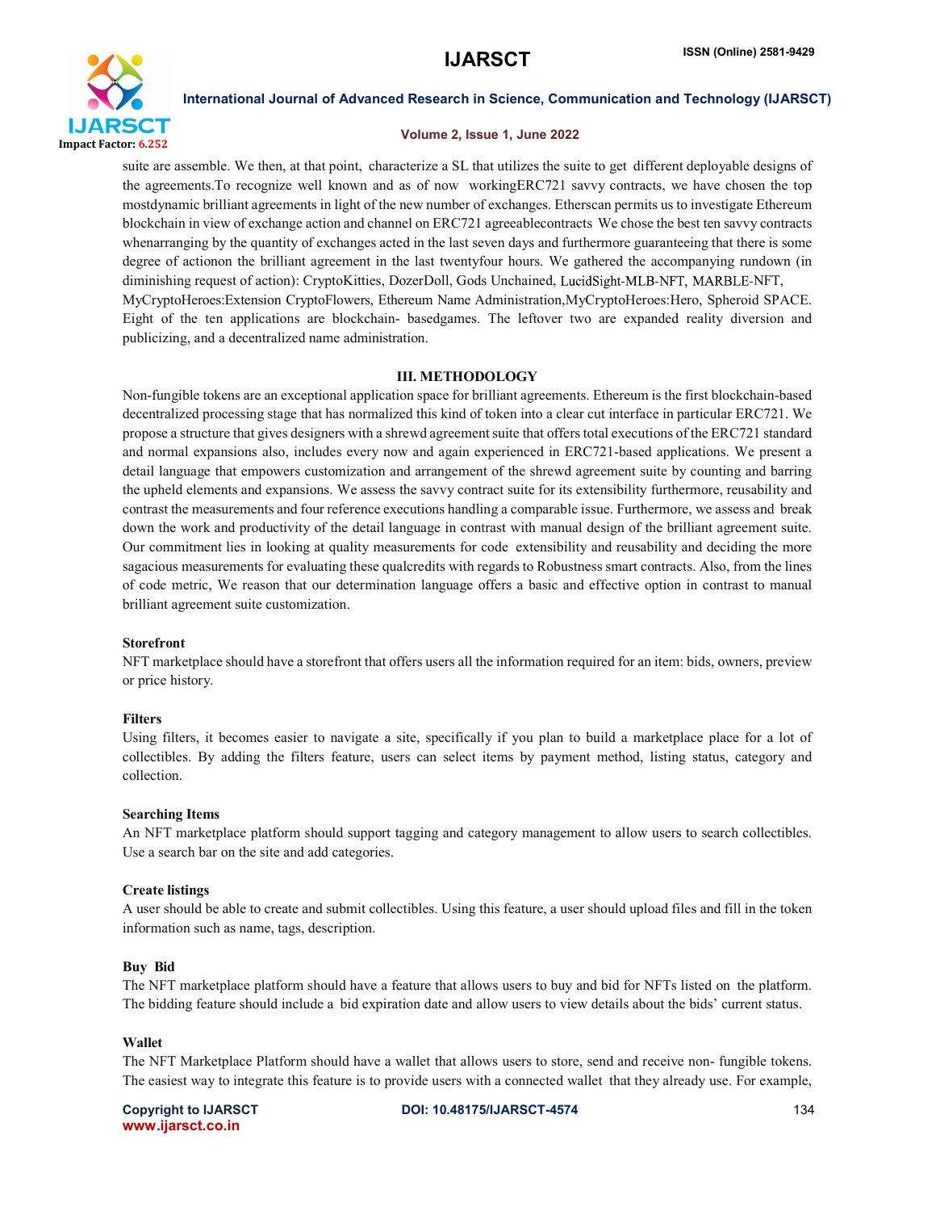suite are assemble. We then, at that point, characterize a SL that utilizes the suite to get different deployable designs of the agreements.To recognize well known and as of now workingERC721 savvy contracts, we have chosen the top mostdynamic brilliant agreements in light of the new number of exchanges. Etherscan permits us to investigate Ethereum blockchain in view of exchange action and channel on ERC721 agreeablecontracts We chose the best ten savvy contracts whenarranging by the quantity of exchanges acted in the last seven days and furthermore guaranteeing that there is some degree of actionon the brilliant agreement in the last twentyfour hours. We gathered the accompanying rundown (in diminishing request of action): CryptoKitties, DozerDoll, Gods Unchained, LucidSight-MLB-NFT, MARBLE-NFT, MyCryptoHeroes:Extension CryptoFlowers, Ethereum Name Administration,MyCryptoHeroes:Hero, Spheroid SPACE. Eight of the ten applications are blockchain- basedgames. The leftover two are expanded reality diversion and publicizing, and a decentralized name administration.

## III. METHODOLOGY

Non-fungible tokens are an exceptional application space for brilliant agreements. Ethereum is the first blockchain-based decentralized processing stage that has normalized this kind of token into a clear cut interface in particular ERC721. We propose a structure that gives designers with a shrewd agreement suite that offers total executions of the ERC721 standard and normal expansions also, includes every now and again experienced in ERC721-based applications. We present a detail language that empowers customization and arrangement of the shrewd agreement suite by counting and barring the upheld elements and expansions. We assess the savvy contract suite for its extensibility furthermore, reusability and contrast the measurements and four reference executions handling a comparable issue. Furthermore, we assess and break down the work and productivity of the detail language in contrast with manual design of the brilliant agreement suite. Our commitment lies in looking at quality measurements for code extensibility and reusability and deciding the more sagacious measurements for evaluating these qualcredits with regards to Robustness smart contracts. Also, from the lines of code metric, We reason that our determination language offers a basic and effective option in contrast to manual brilliant agreement suite customization.

### Storefront

NFT marketplace should have a storefront that offers users all the information required for an item: bids, owners, preview or price history.

### Filters

Using filters, it becomes easier to navigate a site, specifically if you plan to build a marketplace place for a lot of collectibles. By adding the filters feature, users can select items by payment method, listing status, category and collection.

### Searching Items

An NFT marketplace platform should support tagging and category management to allow users to search collectibles. Use a search bar on the site and add categories.

### Create listings

A user should be able to create and submit collectibles. Using this feature, a user should upload files and fill in the token information such as name, tags, description.

### Buy Bid

The NFT marketplace platform should have a feature that allows users to buy and bid for NFTs listed on the platform. The bidding feature should include a bid expiration date and allow users to view details about the bids' current status.

### Wallet

The NFT Marketplace Platform should have a wallet that allows users to store, send and receive non- fungible tokens. The easiest way to integrate this feature is to provide users with a connected wallet that they already use. For example,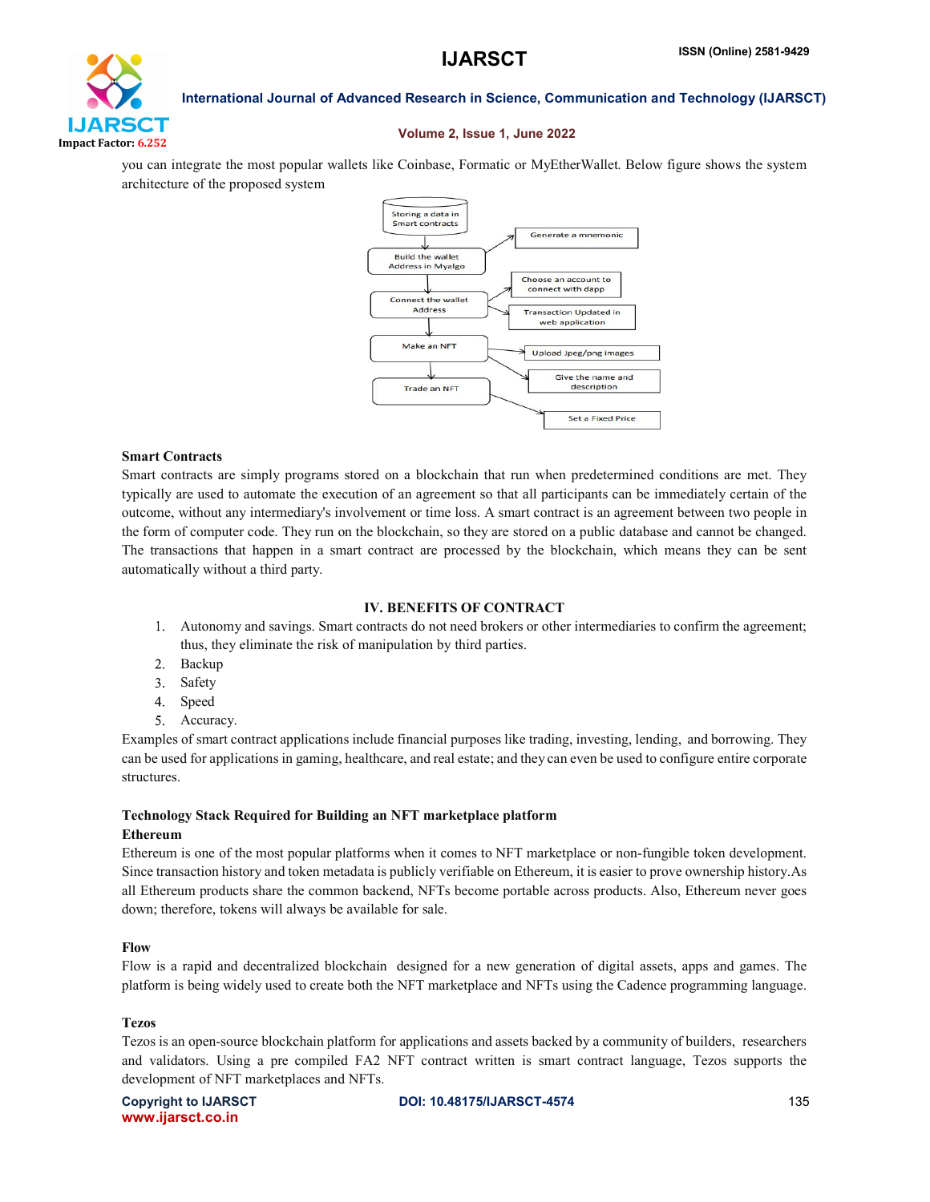you can integrate the most popular wallets like Coinbase, Formatic or MyEtherWallet. Below figure shows the system architecture of the proposed system

Storing a data in Smart contracts

Build the wallet Address in Myalgo

Generate a mnemonic

Connect the wallet Address

Choose an account to connect with dapp

Transaction Updated in web application

Make an NFT

Upload Jpeg/png images

Give the name and description

Trade an NFT

Set a Fixed Price

**Smart Contracts**

Smart contracts are simply programs stored on a blockchain that run when predetermined conditions are met. They typically are used to automate the execution of an agreement so that all participants can be immediately certain of the outcome, without any intermediary's involvement or time loss. A smart contract is an agreement between two people in the form of computer code. They run on the blockchain, so they are stored on a public database and cannot be changed. The transactions that happen in a smart contract are processed by the blockchain, which means they can be sent automatically without a third party.

## IV. BENEFITS OF CONTRACT

1. Autonomy and savings. Smart contracts do not need brokers or other intermediaries to confirm the agreement; thus, they eliminate the risk of manipulation by third parties.
2. Backup
3. Safety
4. Speed
5. Accuracy.

Examples of smart contract applications include financial purposes like trading, investing, lending, and borrowing. They can be used for applications in gaming, healthcare, and real estate; and they can even be used to configure entire corporate structures.

**Technology Stack Required for Building an NFT marketplace platform**

**Ethereum**

Ethereum is one of the most popular platforms when it comes to NFT marketplace or non-fungible token development. Since transaction history and token metadata is publicly verifiable on Ethereum, it is easier to prove ownership history.As all Ethereum products share the common backend, NFTs become portable across products. Also, Ethereum never goes down; therefore, tokens will always be available for sale.

**Flow**

Flow is a rapid and decentralized blockchain designed for a new generation of digital assets, apps and games. The platform is being widely used to create both the NFT marketplace and NFTs using the Cadence programming language.

**Tezos**

Tezos is an open-source blockchain platform for applications and assets backed by a community of builders, researchers and validators. Using a pre compiled FA2 NFT contract written is smart contract language, Tezos supports the development of NFT marketplaces and NFTs.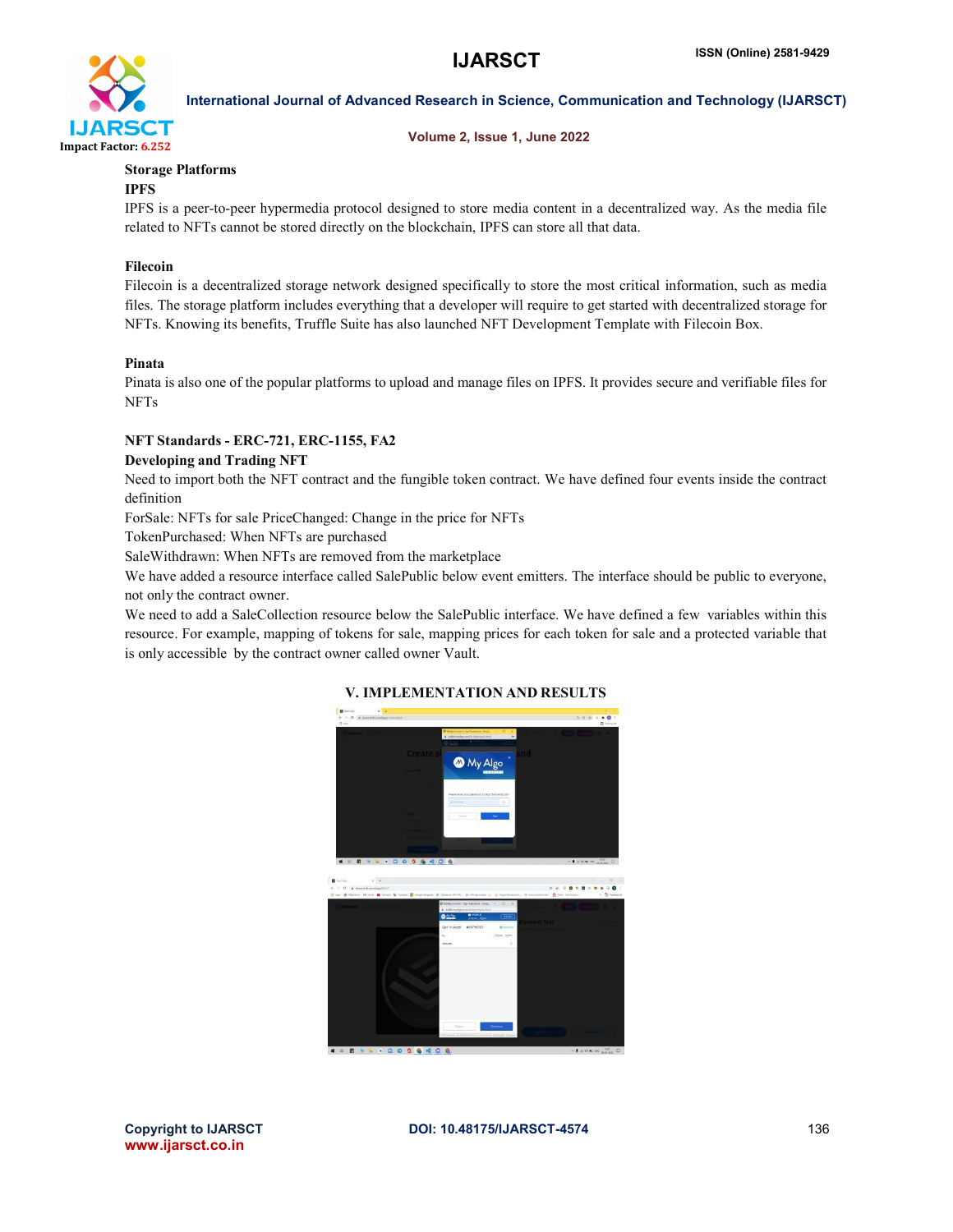**Storage Platforms**

**IPFS**

IPFS is a peer-to-peer hypermedia protocol designed to store media content in a decentralized way. As the media file related to NFTs cannot be stored directly on the blockchain, IPFS can store all that data.

**Filecoin**

Filecoin is a decentralized storage network designed specifically to store the most critical information, such as media files. The storage platform includes everything that a developer will require to get started with decentralized storage for NFTs. Knowing its benefits, Truffle Suite has also launched NFT Development Template with Filecoin Box.

**Pinata**

Pinata is also one of the popular platforms to upload and manage files on IPFS. It provides secure and verifiable files for NFTs

**NFT Standards - ERC-721, ERC-1155, FA2**

**Developing and Trading NFT**

Need to import both the NFT contract and the fungible token contract. We have defined four events inside the contract definition

ForSale: NFTs for sale PriceChanged: Change in the price for NFTs

TokenPurchased: When NFTs are purchased

SaleWithdrawn: When NFTs are removed from the marketplace

We have added a resource interface called SalePublic below event emitters. The interface should be public to everyone, not only the contract owner.

We need to add a SaleCollection resource below the SalePublic interface. We have defined a few variables within this resource. For example, mapping of tokens for sale, mapping prices for each token for sale and a protected variable that is only accessible by the contract owner called owner Vault.

## V. IMPLEMENTATION AND RESULTS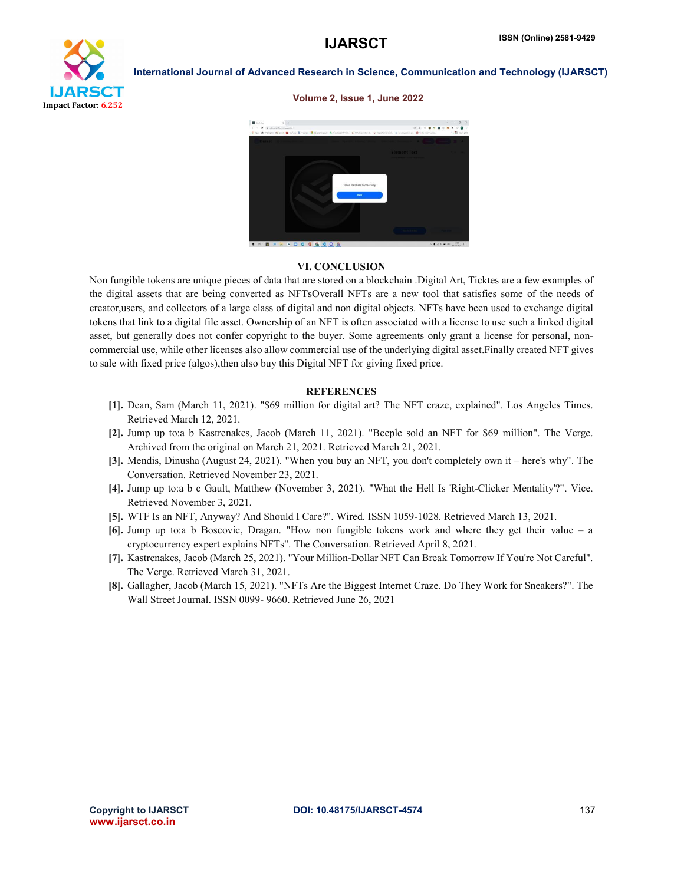## VI. CONCLUSION

Non fungible tokens are unique pieces of data that are stored on a blockchain .Digital Art, Ticktes are a few examples of the digital assets that are being converted as NFTsOverall NFTs are a new tool that satisfies some of the needs of creator,users, and collectors of a large class of digital and non digital objects. NFTs have been used to exchange digital tokens that link to a digital file asset. Ownership of an NFT is often associated with a license to use such a linked digital asset, but generally does not confer copyright to the buyer. Some agreements only grant a license for personal, non-commercial use, while other licenses also allow commercial use of the underlying digital asset.Finally created NFT gives to sale with fixed price (algos),then also buy this Digital NFT for giving fixed price.

## REFERENCES

[1]. Dean, Sam (March 11, 2021). "$69 million for digital art? The NFT craze, explained". Los Angeles Times. Retrieved March 12, 2021.

[2]. Jump up to:a b Kastrenakes, Jacob (March 11, 2021). "Beeple sold an NFT for $69 million". The Verge. Archived from the original on March 21, 2021. Retrieved March 21, 2021.

[3]. Mendis, Dinusha (August 24, 2021). "When you buy an NFT, you don't completely own it – here's why". The Conversation. Retrieved November 23, 2021.

[4]. Jump up to:a b c Gault, Matthew (November 3, 2021). "What the Hell Is 'Right-Clicker Mentality'?". Vice. Retrieved November 3, 2021.

[5]. WTF Is an NFT, Anyway? And Should I Care?". Wired. ISSN 1059-1028. Retrieved March 13, 2021.

[6]. Jump up to:a b Boscovic, Dragan. "How non fungible tokens work and where they get their value – a cryptocurrency expert explains NFTs". The Conversation. Retrieved April 8, 2021.

[7]. Kastrenakes, Jacob (March 25, 2021). "Your Million-Dollar NFT Can Break Tomorrow If You're Not Careful". The Verge. Retrieved March 31, 2021.

[8]. Gallagher, Jacob (March 15, 2021). "NFTs Are the Biggest Internet Craze. Do They Work for Sneakers?". The Wall Street Journal. ISSN 0099- 9660. Retrieved June 26, 2021